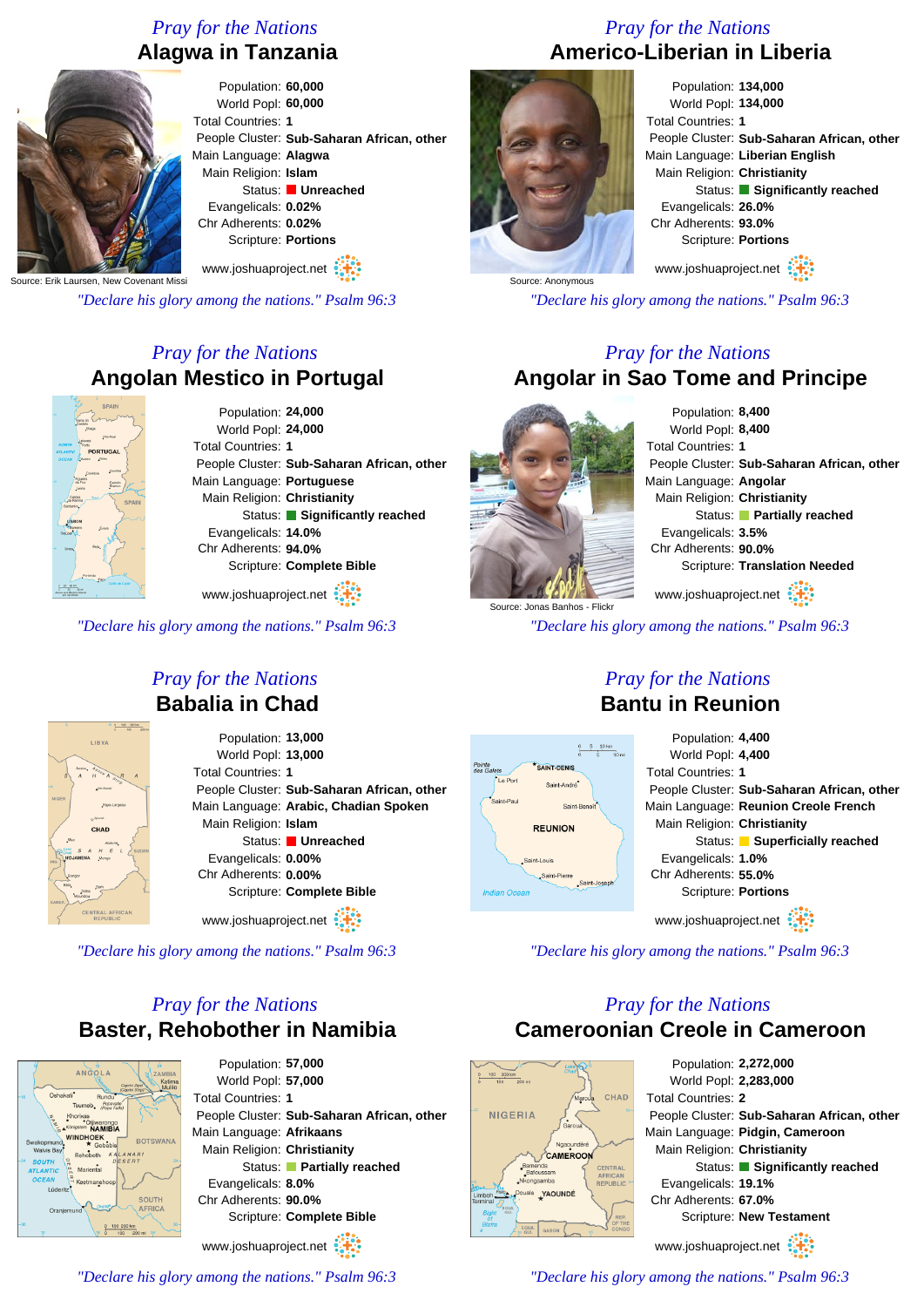*Pray for the Nations*

## Alagwa in Tanzania

Population: **60,000**
World Popl: **60,000**
Total Countries: **1**
People Cluster: **Sub-Saharan African, other**
Main Language: **Alagwa**
Main Religion: **Islam**
Status: **Unreached**
Evangelicals: **0.02%**
Chr Adherents: **0.02%**
Scripture: **Portions**

Source: Erik Laursen, New Covenant Missi

www.joshuaproject.net

*"Declare his glory among the nations." Psalm 96:3*

*Pray for the Nations*

## Americo-Liberian in Liberia

Population: **134,000**
World Popl: **134,000**
Total Countries: **1**
People Cluster: **Sub-Saharan African, other**
Main Language: **Liberian English**
Main Religion: **Christianity**
Status: **Significantly reached**
Evangelicals: **26.0%**
Chr Adherents: **93.0%**
Scripture: **Portions**

Source: Anonymous

www.joshuaproject.net

*"Declare his glory among the nations." Psalm 96:3*

*Pray for the Nations*

## Angolan Mestico in Portugal

Population: **24,000**
World Popl: **24,000**
Total Countries: **1**
People Cluster: **Sub-Saharan African, other**
Main Language: **Portuguese**
Main Religion: **Christianity**
Status: **Significantly reached**
Evangelicals: **14.0%**
Chr Adherents: **94.0%**
Scripture: **Complete Bible**

www.joshuaproject.net

*"Declare his glory among the nations." Psalm 96:3*

*Pray for the Nations*

## Angolar in Sao Tome and Principe

Population: **8,400**
World Popl: **8,400**
Total Countries: **1**
People Cluster: **Sub-Saharan African, other**
Main Language: **Angolar**
Main Religion: **Christianity**
Status: **Partially reached**
Evangelicals: **3.5%**
Chr Adherents: **90.0%**
Scripture: **Translation Needed**

Source: Jonas Banhos - Flickr

www.joshuaproject.net

*"Declare his glory among the nations." Psalm 96:3*

*Pray for the Nations*

## Babalia in Chad

Population: **13,000**
World Popl: **13,000**
Total Countries: **1**
People Cluster: **Sub-Saharan African, other**
Main Language: **Arabic, Chadian Spoken**
Main Religion: **Islam**
Status: **Unreached**
Evangelicals: **0.00%**
Chr Adherents: **0.00%**
Scripture: **Complete Bible**

www.joshuaproject.net

*"Declare his glory among the nations." Psalm 96:3*

*Pray for the Nations*

## Bantu in Reunion

Population: **4,400**
World Popl: **4,400**
Total Countries: **1**
People Cluster: **Sub-Saharan African, other**
Main Language: **Reunion Creole French**
Main Religion: **Christianity**
Status: **Superficially reached**
Evangelicals: **1.0%**
Chr Adherents: **55.0%**
Scripture: **Portions**

www.joshuaproject.net

*"Declare his glory among the nations." Psalm 96:3*

*Pray for the Nations*

## Baster, Rehobother in Namibia

Population: **57,000**
World Popl: **57,000**
Total Countries: **1**
People Cluster: **Sub-Saharan African, other**
Main Language: **Afrikaans**
Main Religion: **Christianity**
Status: **Partially reached**
Evangelicals: **8.0%**
Chr Adherents: **90.0%**
Scripture: **Complete Bible**

www.joshuaproject.net

*"Declare his glory among the nations." Psalm 96:3*

*Pray for the Nations*

## Cameroonian Creole in Cameroon

Population: **2,272,000**
World Popl: **2,283,000**
Total Countries: **2**
People Cluster: **Sub-Saharan African, other**
Main Language: **Pidgin, Cameroon**
Main Religion: **Christianity**
Status: **Significantly reached**
Evangelicals: **19.1%**
Chr Adherents: **67.0%**
Scripture: **New Testament**

www.joshuaproject.net

*"Declare his glory among the nations." Psalm 96:3*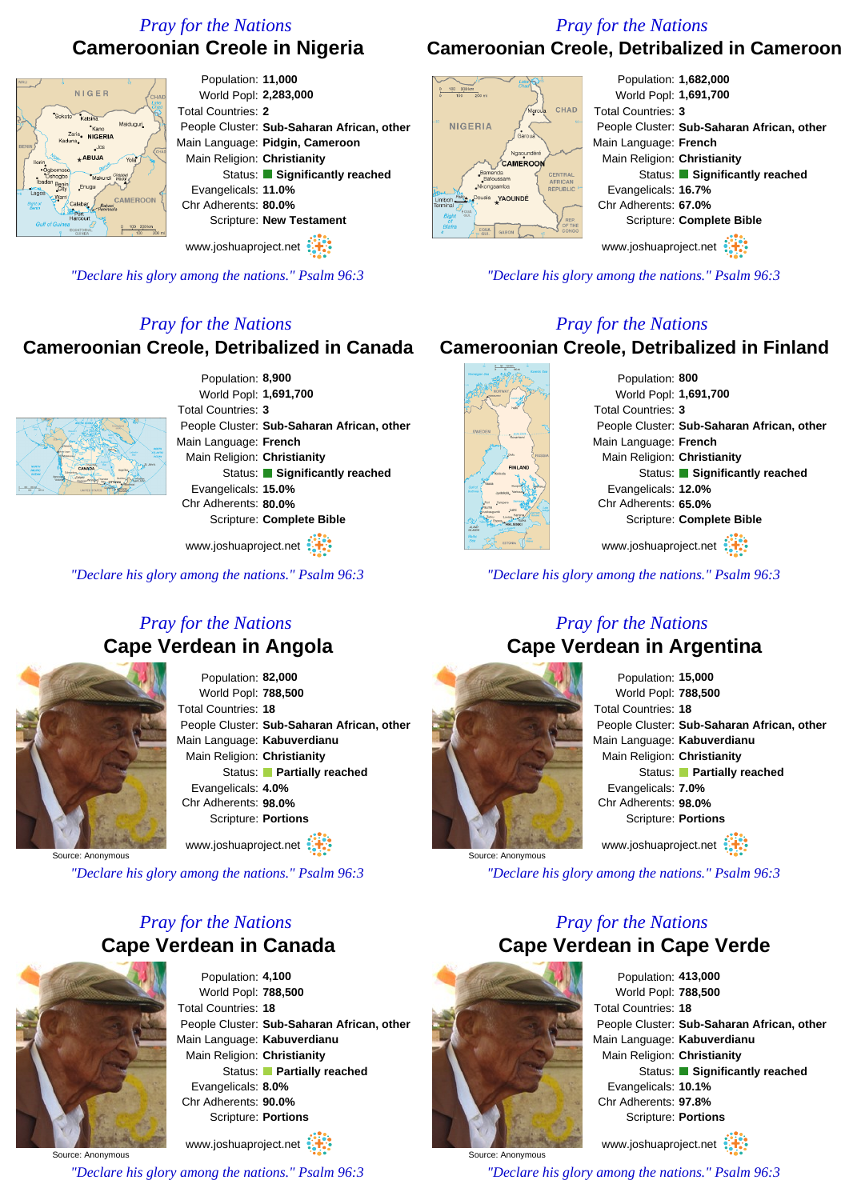*Pray for the Nations*

## Cameroonian Creole in Nigeria

Population: **11,000**
World Popl: **2,283,000**
Total Countries: **2**
People Cluster: **Sub-Saharan African, other**
Main Language: **Pidgin, Cameroon**
Main Religion: **Christianity**
Status: **Significantly reached**
Evangelicals: **11.0%**
Chr Adherents: **80.0%**
Scripture: **New Testament**

www.joshuaproject.net

*"Declare his glory among the nations." Psalm 96:3*

*Pray for the Nations*

## Cameroonian Creole, Detribalized in Cameroon

Population: **1,682,000**
World Popl: **1,691,700**
Total Countries: **3**
People Cluster: **Sub-Saharan African, other**
Main Language: **French**
Main Religion: **Christianity**
Status: **Significantly reached**
Evangelicals: **16.7%**
Chr Adherents: **67.0%**
Scripture: **Complete Bible**

www.joshuaproject.net

*"Declare his glory among the nations." Psalm 96:3*

*Pray for the Nations*

## Cameroonian Creole, Detribalized in Canada

Population: **8,900**
World Popl: **1,691,700**
Total Countries: **3**
People Cluster: **Sub-Saharan African, other**
Main Language: **French**
Main Religion: **Christianity**
Status: **Significantly reached**
Evangelicals: **15.0%**
Chr Adherents: **80.0%**
Scripture: **Complete Bible**

www.joshuaproject.net

*"Declare his glory among the nations." Psalm 96:3*

*Pray for the Nations*

## Cameroonian Creole, Detribalized in Finland

Population: **800**
World Popl: **1,691,700**
Total Countries: **3**
People Cluster: **Sub-Saharan African, other**
Main Language: **French**
Main Religion: **Christianity**
Status: **Significantly reached**
Evangelicals: **12.0%**
Chr Adherents: **65.0%**
Scripture: **Complete Bible**

www.joshuaproject.net

*"Declare his glory among the nations." Psalm 96:3*

*Pray for the Nations*

## Cape Verdean in Angola

Population: **82,000**
World Popl: **788,500**
Total Countries: **18**
People Cluster: **Sub-Saharan African, other**
Main Language: **Kabuverdianu**
Main Religion: **Christianity**
Status: **Partially reached**
Evangelicals: **4.0%**
Chr Adherents: **98.0%**
Scripture: **Portions**

Source: Anonymous

www.joshuaproject.net

*"Declare his glory among the nations." Psalm 96:3*

*Pray for the Nations*

## Cape Verdean in Argentina

Population: **15,000**
World Popl: **788,500**
Total Countries: **18**
People Cluster: **Sub-Saharan African, other**
Main Language: **Kabuverdianu**
Main Religion: **Christianity**
Status: **Partially reached**
Evangelicals: **7.0%**
Chr Adherents: **98.0%**
Scripture: **Portions**

Source: Anonymous

www.joshuaproject.net

*"Declare his glory among the nations." Psalm 96:3*

*Pray for the Nations*

## Cape Verdean in Canada

Population: **4,100**
World Popl: **788,500**
Total Countries: **18**
People Cluster: **Sub-Saharan African, other**
Main Language: **Kabuverdianu**
Main Religion: **Christianity**
Status: **Partially reached**
Evangelicals: **8.0%**
Chr Adherents: **90.0%**
Scripture: **Portions**

Source: Anonymous

www.joshuaproject.net

*"Declare his glory among the nations." Psalm 96:3*

*Pray for the Nations*

## Cape Verdean in Cape Verde

Population: **413,000**
World Popl: **788,500**
Total Countries: **18**
People Cluster: **Sub-Saharan African, other**
Main Language: **Kabuverdianu**
Main Religion: **Christianity**
Status: **Significantly reached**
Evangelicals: **10.1%**
Chr Adherents: **97.8%**
Scripture: **Portions**

Source: Anonymous

www.joshuaproject.net

*"Declare his glory among the nations." Psalm 96:3*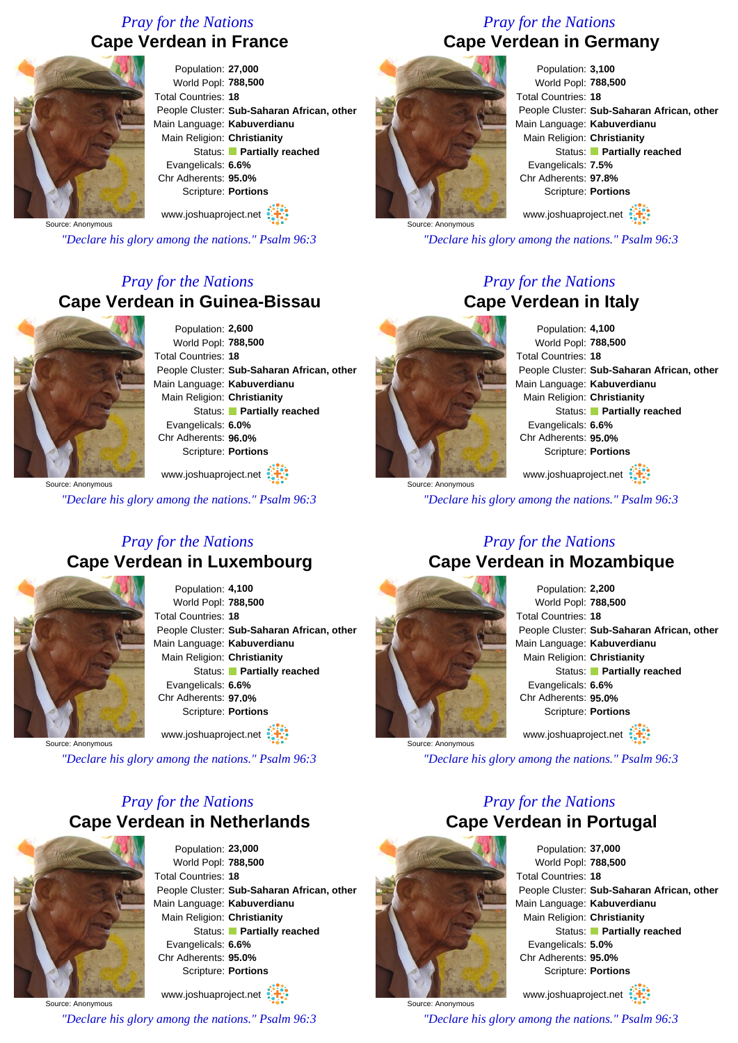*Pray for the Nations*

## Cape Verdean in France

Source: Anonymous

Population: **27,000**
World Popl: **788,500**
Total Countries: **18**
People Cluster: **Sub-Saharan African, other**
Main Language: **Kabuverdianu**
Main Religion: **Christianity**
Status: **Partially reached**
Evangelicals: **6.6%**
Chr Adherents: **95.0%**
Scripture: **Portions**

www.joshuaproject.net

*"Declare his glory among the nations." Psalm 96:3*

*Pray for the Nations*

## Cape Verdean in Germany

Source: Anonymous

Population: **3,100**
World Popl: **788,500**
Total Countries: **18**
People Cluster: **Sub-Saharan African, other**
Main Language: **Kabuverdianu**
Main Religion: **Christianity**
Status: **Partially reached**
Evangelicals: **7.5%**
Chr Adherents: **97.8%**
Scripture: **Portions**

www.joshuaproject.net

*"Declare his glory among the nations." Psalm 96:3*

*Pray for the Nations*

## Cape Verdean in Guinea-Bissau

Source: Anonymous

Population: **2,600**
World Popl: **788,500**
Total Countries: **18**
People Cluster: **Sub-Saharan African, other**
Main Language: **Kabuverdianu**
Main Religion: **Christianity**
Status: **Partially reached**
Evangelicals: **6.0%**
Chr Adherents: **96.0%**
Scripture: **Portions**

www.joshuaproject.net

*"Declare his glory among the nations." Psalm 96:3*

*Pray for the Nations*

## Cape Verdean in Italy

Source: Anonymous

Population: **4,100**
World Popl: **788,500**
Total Countries: **18**
People Cluster: **Sub-Saharan African, other**
Main Language: **Kabuverdianu**
Main Religion: **Christianity**
Status: **Partially reached**
Evangelicals: **6.6%**
Chr Adherents: **95.0%**
Scripture: **Portions**

www.joshuaproject.net

*"Declare his glory among the nations." Psalm 96:3*

*Pray for the Nations*

## Cape Verdean in Luxembourg

Source: Anonymous

Population: **4,100**
World Popl: **788,500**
Total Countries: **18**
People Cluster: **Sub-Saharan African, other**
Main Language: **Kabuverdianu**
Main Religion: **Christianity**
Status: **Partially reached**
Evangelicals: **6.6%**
Chr Adherents: **97.0%**
Scripture: **Portions**

www.joshuaproject.net

*"Declare his glory among the nations." Psalm 96:3*

*Pray for the Nations*

## Cape Verdean in Mozambique

Source: Anonymous

Population: **2,200**
World Popl: **788,500**
Total Countries: **18**
People Cluster: **Sub-Saharan African, other**
Main Language: **Kabuverdianu**
Main Religion: **Christianity**
Status: **Partially reached**
Evangelicals: **6.6%**
Chr Adherents: **95.0%**
Scripture: **Portions**

www.joshuaproject.net

*"Declare his glory among the nations." Psalm 96:3*

*Pray for the Nations*

## Cape Verdean in Netherlands

Source: Anonymous

Population: **23,000**
World Popl: **788,500**
Total Countries: **18**
People Cluster: **Sub-Saharan African, other**
Main Language: **Kabuverdianu**
Main Religion: **Christianity**
Status: **Partially reached**
Evangelicals: **6.6%**
Chr Adherents: **95.0%**
Scripture: **Portions**

www.joshuaproject.net

*"Declare his glory among the nations." Psalm 96:3*

*Pray for the Nations*

## Cape Verdean in Portugal

Source: Anonymous

Population: **37,000**
World Popl: **788,500**
Total Countries: **18**
People Cluster: **Sub-Saharan African, other**
Main Language: **Kabuverdianu**
Main Religion: **Christianity**
Status: **Partially reached**
Evangelicals: **5.0%**
Chr Adherents: **95.0%**
Scripture: **Portions**

www.joshuaproject.net

*"Declare his glory among the nations." Psalm 96:3*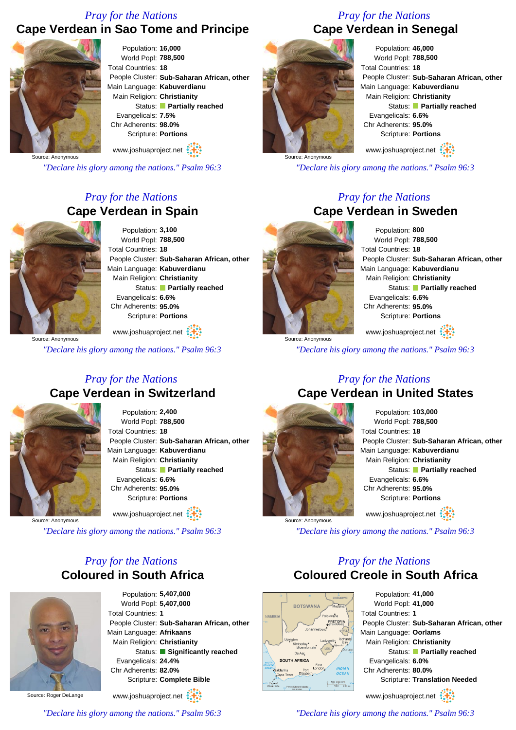*Pray for the Nations*

## Cape Verdean in Sao Tome and Principe

Population: **16,000**
World Popl: **788,500**
Total Countries: **18**
People Cluster: **Sub-Saharan African, other**
Main Language: **Kabuverdianu**
Main Religion: **Christianity**
Status: **Partially reached**
Evangelicals: **7.5%**
Chr Adherents: **98.0%**
Scripture: **Portions**

Source: Anonymous

www.joshuaproject.net

*"Declare his glory among the nations." Psalm 96:3*

*Pray for the Nations*

## Cape Verdean in Senegal

Population: **46,000**
World Popl: **788,500**
Total Countries: **18**
People Cluster: **Sub-Saharan African, other**
Main Language: **Kabuverdianu**
Main Religion: **Christianity**
Status: **Partially reached**
Evangelicals: **6.6%**
Chr Adherents: **95.0%**
Scripture: **Portions**

Source: Anonymous

www.joshuaproject.net

*"Declare his glory among the nations." Psalm 96:3*

*Pray for the Nations*

## Cape Verdean in Spain

Population: **3,100**
World Popl: **788,500**
Total Countries: **18**
People Cluster: **Sub-Saharan African, other**
Main Language: **Kabuverdianu**
Main Religion: **Christianity**
Status: **Partially reached**
Evangelicals: **6.6%**
Chr Adherents: **95.0%**
Scripture: **Portions**

Source: Anonymous

www.joshuaproject.net

*"Declare his glory among the nations." Psalm 96:3*

*Pray for the Nations*

## Cape Verdean in Sweden

Population: **800**
World Popl: **788,500**
Total Countries: **18**
People Cluster: **Sub-Saharan African, other**
Main Language: **Kabuverdianu**
Main Religion: **Christianity**
Status: **Partially reached**
Evangelicals: **6.6%**
Chr Adherents: **95.0%**
Scripture: **Portions**

Source: Anonymous

www.joshuaproject.net

*"Declare his glory among the nations." Psalm 96:3*

*Pray for the Nations*

## Cape Verdean in Switzerland

Population: **2,400**
World Popl: **788,500**
Total Countries: **18**
People Cluster: **Sub-Saharan African, other**
Main Language: **Kabuverdianu**
Main Religion: **Christianity**
Status: **Partially reached**
Evangelicals: **6.6%**
Chr Adherents: **95.0%**
Scripture: **Portions**

Source: Anonymous

www.joshuaproject.net

*"Declare his glory among the nations." Psalm 96:3*

*Pray for the Nations*

## Cape Verdean in United States

Population: **103,000**
World Popl: **788,500**
Total Countries: **18**
People Cluster: **Sub-Saharan African, other**
Main Language: **Kabuverdianu**
Main Religion: **Christianity**
Status: **Partially reached**
Evangelicals: **6.6%**
Chr Adherents: **95.0%**
Scripture: **Portions**

Source: Anonymous

www.joshuaproject.net

*"Declare his glory among the nations." Psalm 96:3*

*Pray for the Nations*

## Coloured in South Africa

Population: **5,407,000**
World Popl: **5,407,000**
Total Countries: **1**
People Cluster: **Sub-Saharan African, other**
Main Language: **Afrikaans**
Main Religion: **Christianity**
Status: **Significantly reached**
Evangelicals: **24.4%**
Chr Adherents: **82.0%**
Scripture: **Complete Bible**

Source: Roger DeLange

www.joshuaproject.net

*"Declare his glory among the nations." Psalm 96:3*

*Pray for the Nations*

## Coloured Creole in South Africa

Population: **41,000**
World Popl: **41,000**
Total Countries: **1**
People Cluster: **Sub-Saharan African, other**
Main Language: **Oorlams**
Main Religion: **Christianity**
Status: **Partially reached**
Evangelicals: **6.0%**
Chr Adherents: **80.0%**
Scripture: **Translation Needed**

www.joshuaproject.net

*"Declare his glory among the nations." Psalm 96:3*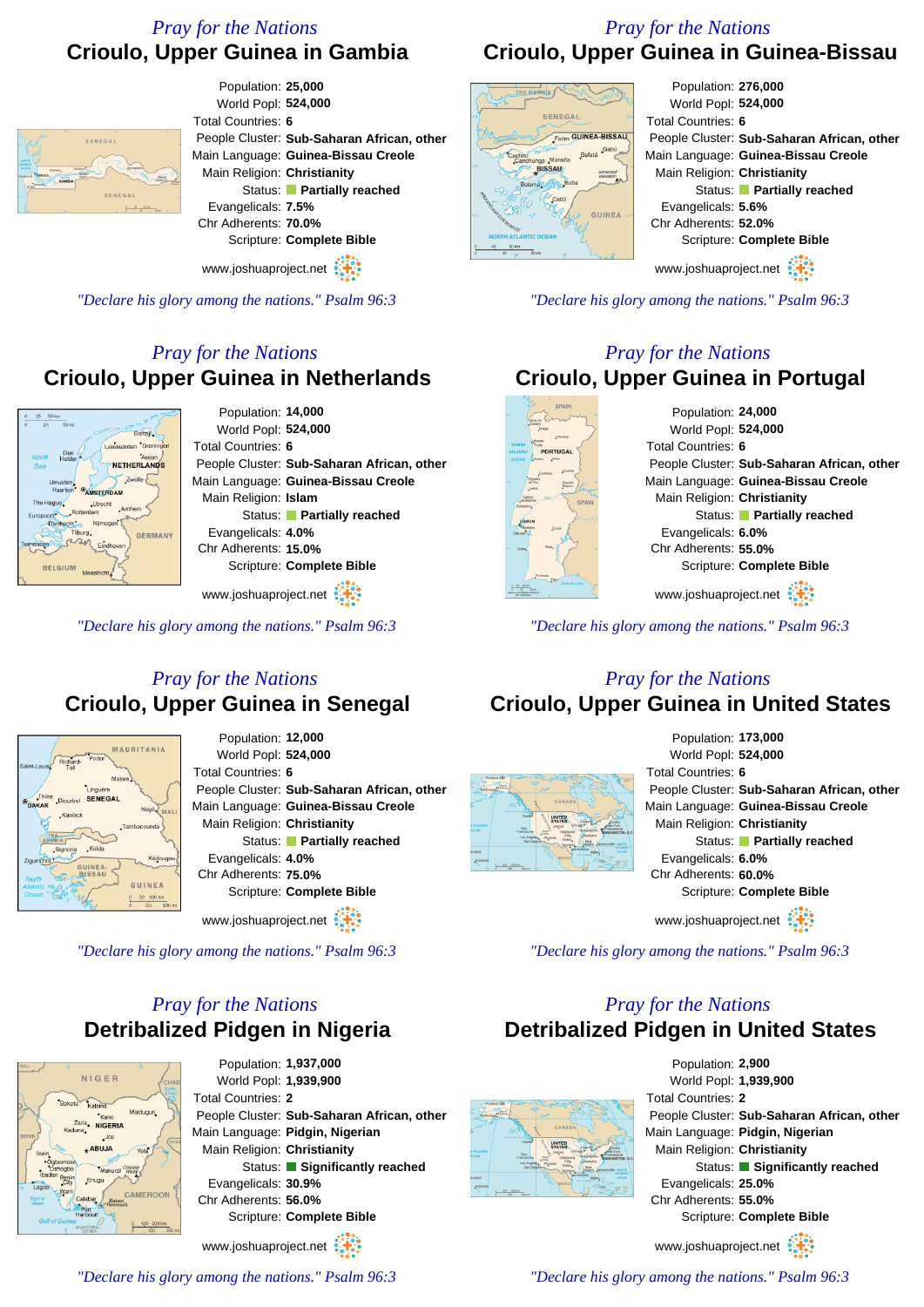*Pray for the Nations*

## Crioulo, Upper Guinea in Gambia

Population: **25,000**
World Popl: **524,000**
Total Countries: **6**
People Cluster: **Sub-Saharan African, other**
Main Language: **Guinea-Bissau Creole**
Main Religion: **Christianity**
Status: **Partially reached**
Evangelicals: **7.5%**
Chr Adherents: **70.0%**
Scripture: **Complete Bible**

www.joshuaproject.net

*"Declare his glory among the nations." Psalm 96:3*

*Pray for the Nations*

## Crioulo, Upper Guinea in Guinea-Bissau

Population: **276,000**
World Popl: **524,000**
Total Countries: **6**
People Cluster: **Sub-Saharan African, other**
Main Language: **Guinea-Bissau Creole**
Main Religion: **Christianity**
Status: **Partially reached**
Evangelicals: **5.6%**
Chr Adherents: **52.0%**
Scripture: **Complete Bible**

www.joshuaproject.net

*"Declare his glory among the nations." Psalm 96:3*

*Pray for the Nations*

## Crioulo, Upper Guinea in Netherlands

Population: **14,000**
World Popl: **524,000**
Total Countries: **6**
People Cluster: **Sub-Saharan African, other**
Main Language: **Guinea-Bissau Creole**
Main Religion: **Islam**
Status: **Partially reached**
Evangelicals: **4.0%**
Chr Adherents: **15.0%**
Scripture: **Complete Bible**

www.joshuaproject.net

*"Declare his glory among the nations." Psalm 96:3*

*Pray for the Nations*

## Crioulo, Upper Guinea in Portugal

Population: **24,000**
World Popl: **524,000**
Total Countries: **6**
People Cluster: **Sub-Saharan African, other**
Main Language: **Guinea-Bissau Creole**
Main Religion: **Christianity**
Status: **Partially reached**
Evangelicals: **6.0%**
Chr Adherents: **55.0%**
Scripture: **Complete Bible**

www.joshuaproject.net

*"Declare his glory among the nations." Psalm 96:3*

*Pray for the Nations*

## Crioulo, Upper Guinea in Senegal

Population: **12,000**
World Popl: **524,000**
Total Countries: **6**
People Cluster: **Sub-Saharan African, other**
Main Language: **Guinea-Bissau Creole**
Main Religion: **Christianity**
Status: **Partially reached**
Evangelicals: **4.0%**
Chr Adherents: **75.0%**
Scripture: **Complete Bible**

www.joshuaproject.net

*"Declare his glory among the nations." Psalm 96:3*

*Pray for the Nations*

## Crioulo, Upper Guinea in United States

Population: **173,000**
World Popl: **524,000**
Total Countries: **6**
People Cluster: **Sub-Saharan African, other**
Main Language: **Guinea-Bissau Creole**
Main Religion: **Christianity**
Status: **Partially reached**
Evangelicals: **6.0%**
Chr Adherents: **60.0%**
Scripture: **Complete Bible**

www.joshuaproject.net

*"Declare his glory among the nations." Psalm 96:3*

*Pray for the Nations*

## Detribalized Pidgen in Nigeria

Population: **1,937,000**
World Popl: **1,939,900**
Total Countries: **2**
People Cluster: **Sub-Saharan African, other**
Main Language: **Pidgin, Nigerian**
Main Religion: **Christianity**
Status: **Significantly reached**
Evangelicals: **30.9%**
Chr Adherents: **56.0%**
Scripture: **Complete Bible**

www.joshuaproject.net

*"Declare his glory among the nations." Psalm 96:3*

*Pray for the Nations*

## Detribalized Pidgen in United States

Population: **2,900**
World Popl: **1,939,900**
Total Countries: **2**
People Cluster: **Sub-Saharan African, other**
Main Language: **Pidgin, Nigerian**
Main Religion: **Christianity**
Status: **Significantly reached**
Evangelicals: **25.0%**
Chr Adherents: **55.0%**
Scripture: **Complete Bible**

www.joshuaproject.net

*"Declare his glory among the nations." Psalm 96:3*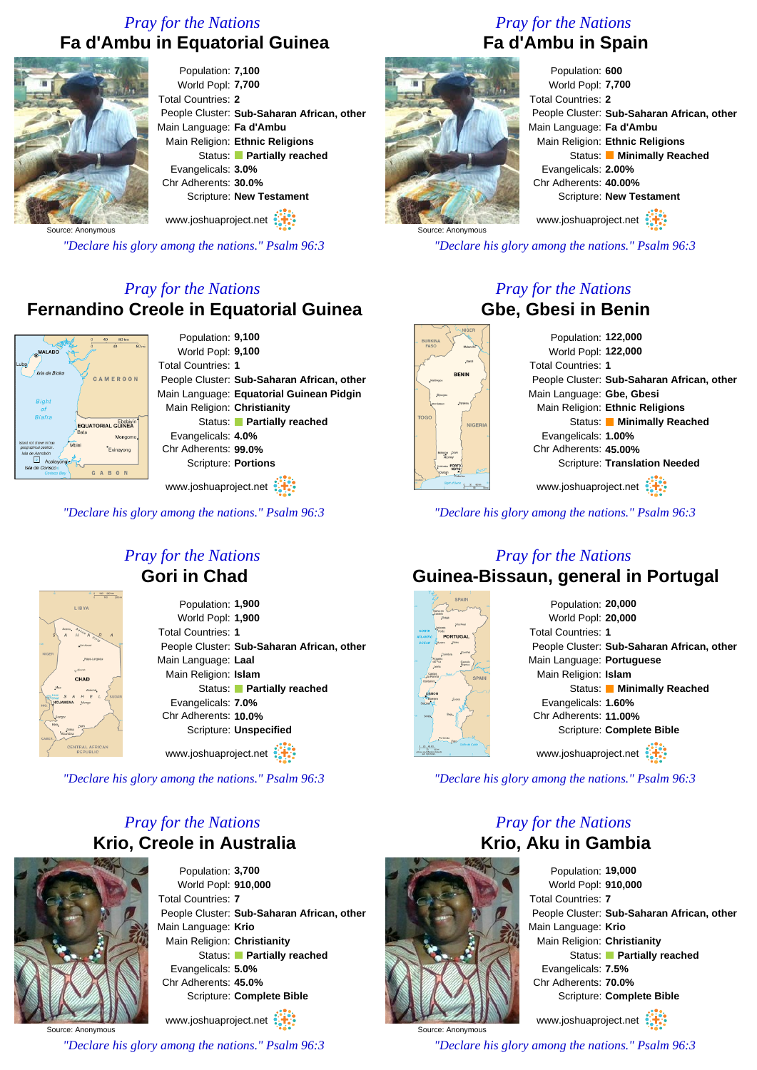## *Pray for the Nations*

# Fa d'Ambu in Equatorial Guinea

Source: Anonymous

Population: **7,100**
World Popl: **7,700**
Total Countries: **2**
People Cluster: **Sub-Saharan African, other**
Main Language: **Fa d'Ambu**
Main Religion: **Ethnic Religions**
Status: **Partially reached**
Evangelicals: **3.0%**
Chr Adherents: **30.0%**
Scripture: **New Testament**

www.joshuaproject.net

*"Declare his glory among the nations." Psalm 96:3*

## *Pray for the Nations*

# Fa d'Ambu in Spain

Source: Anonymous

Population: **600**
World Popl: **7,700**
Total Countries: **2**
People Cluster: **Sub-Saharan African, other**
Main Language: **Fa d'Ambu**
Main Religion: **Ethnic Religions**
Status: **Minimally Reached**
Evangelicals: **2.00%**
Chr Adherents: **40.00%**
Scripture: **New Testament**

www.joshuaproject.net

*"Declare his glory among the nations." Psalm 96:3*

## *Pray for the Nations*

# Fernandino Creole in Equatorial Guinea

Population: **9,100**
World Popl: **9,100**
Total Countries: **1**
People Cluster: **Sub-Saharan African, other**
Main Language: **Equatorial Guinean Pidgin**
Main Religion: **Christianity**
Status: **Partially reached**
Evangelicals: **4.0%**
Chr Adherents: **99.0%**
Scripture: **Portions**

www.joshuaproject.net

*"Declare his glory among the nations." Psalm 96:3*

## *Pray for the Nations*

# Gbe, Gbesi in Benin

Population: **122,000**
World Popl: **122,000**
Total Countries: **1**
People Cluster: **Sub-Saharan African, other**
Main Language: **Gbe, Gbesi**
Main Religion: **Ethnic Religions**
Status: **Minimally Reached**
Evangelicals: **1.00%**
Chr Adherents: **45.00%**
Scripture: **Translation Needed**

www.joshuaproject.net

*"Declare his glory among the nations." Psalm 96:3*

## *Pray for the Nations*

# Gori in Chad

Population: **1,900**
World Popl: **1,900**
Total Countries: **1**
People Cluster: **Sub-Saharan African, other**
Main Language: **Laal**
Main Religion: **Islam**
Status: **Partially reached**
Evangelicals: **7.0%**
Chr Adherents: **10.0%**
Scripture: **Unspecified**

www.joshuaproject.net

*"Declare his glory among the nations." Psalm 96:3*

## *Pray for the Nations*

# Guinea-Bissaun, general in Portugal

Population: **20,000**
World Popl: **20,000**
Total Countries: **1**
People Cluster: **Sub-Saharan African, other**
Main Language: **Portuguese**
Main Religion: **Islam**
Status: **Minimally Reached**
Evangelicals: **1.60%**
Chr Adherents: **11.00%**
Scripture: **Complete Bible**

www.joshuaproject.net

*"Declare his glory among the nations." Psalm 96:3*

## *Pray for the Nations*

# Krio, Creole in Australia

Source: Anonymous

Population: **3,700**
World Popl: **910,000**
Total Countries: **7**
People Cluster: **Sub-Saharan African, other**
Main Language: **Krio**
Main Religion: **Christianity**
Status: **Partially reached**
Evangelicals: **5.0%**
Chr Adherents: **45.0%**
Scripture: **Complete Bible**

www.joshuaproject.net

*"Declare his glory among the nations." Psalm 96:3*

## *Pray for the Nations*

# Krio, Aku in Gambia

Source: Anonymous

Population: **19,000**
World Popl: **910,000**
Total Countries: **7**
People Cluster: **Sub-Saharan African, other**
Main Language: **Krio**
Main Religion: **Christianity**
Status: **Partially reached**
Evangelicals: **7.5%**
Chr Adherents: **70.0%**
Scripture: **Complete Bible**

www.joshuaproject.net

*"Declare his glory among the nations." Psalm 96:3*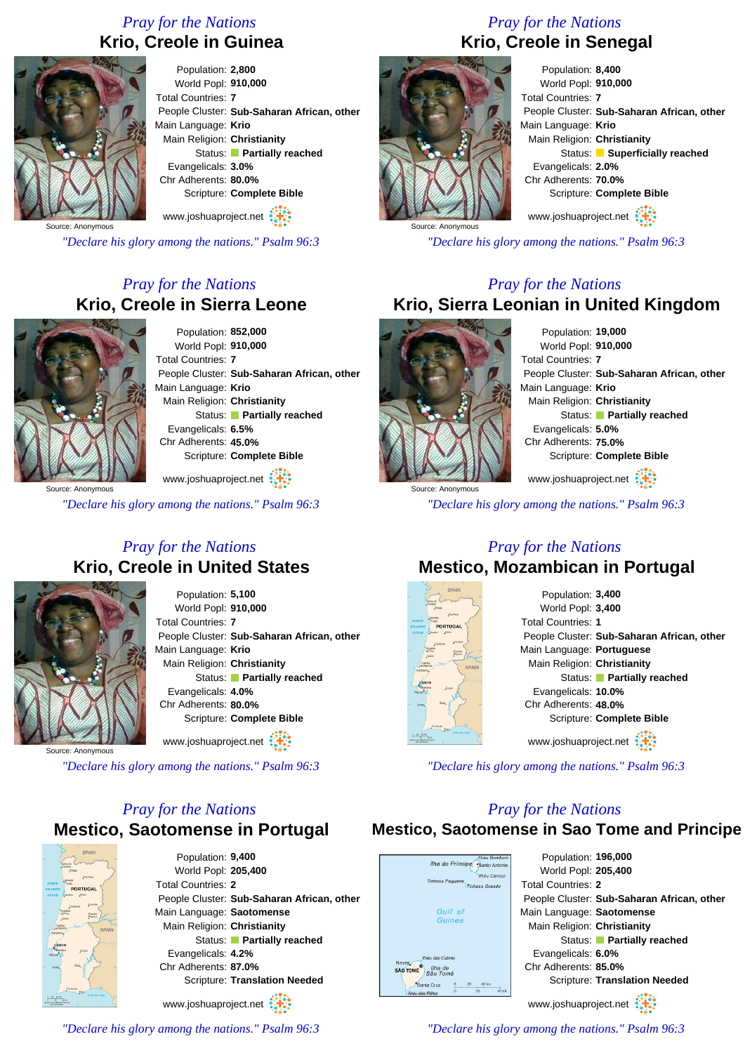*Pray for the Nations*

## Krio, Creole in Guinea

Population: **2,800**
World Popl: **910,000**
Total Countries: **7**
People Cluster: **Sub-Saharan African, other**
Main Language: **Krio**
Main Religion: **Christianity**
Status: **Partially reached**
Evangelicals: **3.0%**
Chr Adherents: **80.0%**
Scripture: **Complete Bible**

Source: Anonymous

www.joshuaproject.net

*"Declare his glory among the nations." Psalm 96:3*

*Pray for the Nations*

## Krio, Creole in Senegal

Population: **8,400**
World Popl: **910,000**
Total Countries: **7**
People Cluster: **Sub-Saharan African, other**
Main Language: **Krio**
Main Religion: **Christianity**
Status: **Superficially reached**
Evangelicals: **2.0%**
Chr Adherents: **70.0%**
Scripture: **Complete Bible**

Source: Anonymous

www.joshuaproject.net

*"Declare his glory among the nations." Psalm 96:3*

*Pray for the Nations*

## Krio, Creole in Sierra Leone

Population: **852,000**
World Popl: **910,000**
Total Countries: **7**
People Cluster: **Sub-Saharan African, other**
Main Language: **Krio**
Main Religion: **Christianity**
Status: **Partially reached**
Evangelicals: **6.5%**
Chr Adherents: **45.0%**
Scripture: **Complete Bible**

Source: Anonymous

www.joshuaproject.net

*"Declare his glory among the nations." Psalm 96:3*

*Pray for the Nations*

## Krio, Sierra Leonian in United Kingdom

Population: **19,000**
World Popl: **910,000**
Total Countries: **7**
People Cluster: **Sub-Saharan African, other**
Main Language: **Krio**
Main Religion: **Christianity**
Status: **Partially reached**
Evangelicals: **5.0%**
Chr Adherents: **75.0%**
Scripture: **Complete Bible**

Source: Anonymous

www.joshuaproject.net

*"Declare his glory among the nations." Psalm 96:3*

*Pray for the Nations*

## Krio, Creole in United States

Population: **5,100**
World Popl: **910,000**
Total Countries: **7**
People Cluster: **Sub-Saharan African, other**
Main Language: **Krio**
Main Religion: **Christianity**
Status: **Partially reached**
Evangelicals: **4.0%**
Chr Adherents: **80.0%**
Scripture: **Complete Bible**

Source: Anonymous

www.joshuaproject.net

*"Declare his glory among the nations." Psalm 96:3*

*Pray for the Nations*

## Mestico, Mozambican in Portugal

Population: **3,400**
World Popl: **3,400**
Total Countries: **1**
People Cluster: **Sub-Saharan African, other**
Main Language: **Portuguese**
Main Religion: **Christianity**
Status: **Partially reached**
Evangelicals: **10.0%**
Chr Adherents: **48.0%**
Scripture: **Complete Bible**

www.joshuaproject.net

*"Declare his glory among the nations." Psalm 96:3*

*Pray for the Nations*

## Mestico, Saotomense in Portugal

Population: **9,400**
World Popl: **205,400**
Total Countries: **2**
People Cluster: **Sub-Saharan African, other**
Main Language: **Saotomense**
Main Religion: **Christianity**
Status: **Partially reached**
Evangelicals: **4.2%**
Chr Adherents: **87.0%**
Scripture: **Translation Needed**

www.joshuaproject.net

*"Declare his glory among the nations." Psalm 96:3*

*Pray for the Nations*

## Mestico, Saotomense in Sao Tome and Principe

Population: **196,000**
World Popl: **205,400**
Total Countries: **2**
People Cluster: **Sub-Saharan African, other**
Main Language: **Saotomense**
Main Religion: **Christianity**
Status: **Partially reached**
Evangelicals: **6.0%**
Chr Adherents: **85.0%**
Scripture: **Translation Needed**

www.joshuaproject.net

*"Declare his glory among the nations." Psalm 96:3*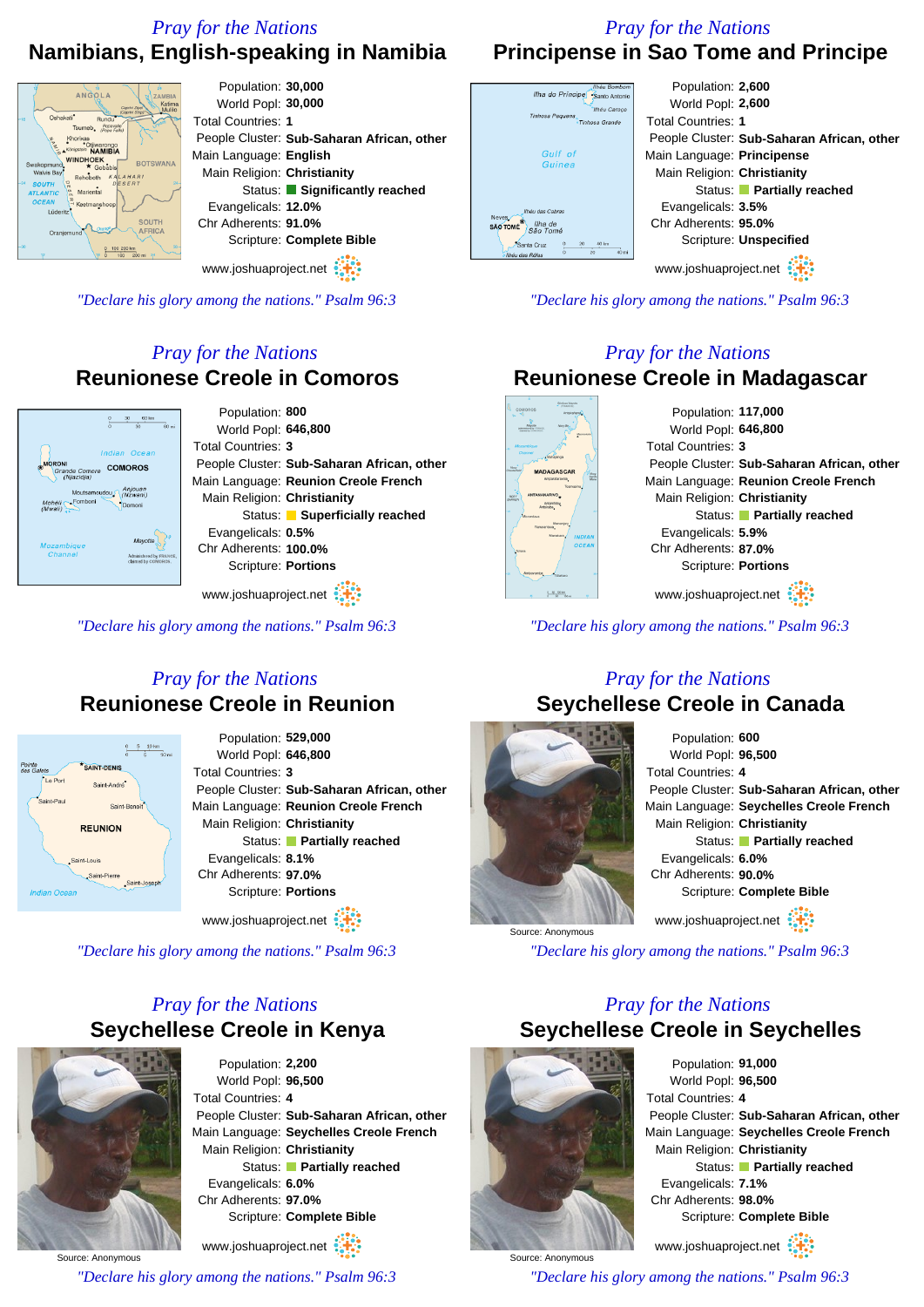*Pray for the Nations*

## Namibians, English-speaking in Namibia

Population: **30,000**
World Popl: **30,000**
Total Countries: **1**
People Cluster: **Sub-Saharan African, other**
Main Language: **English**
Main Religion: **Christianity**
Status: **Significantly reached**
Evangelicals: **12.0%**
Chr Adherents: **91.0%**
Scripture: **Complete Bible**

www.joshuaproject.net

*"Declare his glory among the nations." Psalm 96:3*

*Pray for the Nations*

## Principense in Sao Tome and Principe

Population: **2,600**
World Popl: **2,600**
Total Countries: **1**
People Cluster: **Sub-Saharan African, other**
Main Language: **Principense**
Main Religion: **Christianity**
Status: **Partially reached**
Evangelicals: **3.5%**
Chr Adherents: **95.0%**
Scripture: **Unspecified**

www.joshuaproject.net

*"Declare his glory among the nations." Psalm 96:3*

*Pray for the Nations*

## Reunionese Creole in Comoros

Population: **800**
World Popl: **646,800**
Total Countries: **3**
People Cluster: **Sub-Saharan African, other**
Main Language: **Reunion Creole French**
Main Religion: **Christianity**
Status: **Superficially reached**
Evangelicals: **0.5%**
Chr Adherents: **100.0%**
Scripture: **Portions**

www.joshuaproject.net

*"Declare his glory among the nations." Psalm 96:3*

*Pray for the Nations*

## Reunionese Creole in Madagascar

Population: **117,000**
World Popl: **646,800**
Total Countries: **3**
People Cluster: **Sub-Saharan African, other**
Main Language: **Reunion Creole French**
Main Religion: **Christianity**
Status: **Partially reached**
Evangelicals: **5.9%**
Chr Adherents: **87.0%**
Scripture: **Portions**

www.joshuaproject.net

*"Declare his glory among the nations." Psalm 96:3*

*Pray for the Nations*

## Reunionese Creole in Reunion

Population: **529,000**
World Popl: **646,800**
Total Countries: **3**
People Cluster: **Sub-Saharan African, other**
Main Language: **Reunion Creole French**
Main Religion: **Christianity**
Status: **Partially reached**
Evangelicals: **8.1%**
Chr Adherents: **97.0%**
Scripture: **Portions**

www.joshuaproject.net

*"Declare his glory among the nations." Psalm 96:3*

*Pray for the Nations*

## Seychellese Creole in Canada

Source: Anonymous

Population: **600**
World Popl: **96,500**
Total Countries: **4**
People Cluster: **Sub-Saharan African, other**
Main Language: **Seychelles Creole French**
Main Religion: **Christianity**
Status: **Partially reached**
Evangelicals: **6.0%**
Chr Adherents: **90.0%**
Scripture: **Complete Bible**

www.joshuaproject.net

*"Declare his glory among the nations." Psalm 96:3*

*Pray for the Nations*

## Seychellese Creole in Kenya

Source: Anonymous

Population: **2,200**
World Popl: **96,500**
Total Countries: **4**
People Cluster: **Sub-Saharan African, other**
Main Language: **Seychelles Creole French**
Main Religion: **Christianity**
Status: **Partially reached**
Evangelicals: **6.0%**
Chr Adherents: **97.0%**
Scripture: **Complete Bible**

www.joshuaproject.net

*"Declare his glory among the nations." Psalm 96:3*

*Pray for the Nations*

## Seychellese Creole in Seychelles

Source: Anonymous

Population: **91,000**
World Popl: **96,500**
Total Countries: **4**
People Cluster: **Sub-Saharan African, other**
Main Language: **Seychelles Creole French**
Main Religion: **Christianity**
Status: **Partially reached**
Evangelicals: **7.1%**
Chr Adherents: **98.0%**
Scripture: **Complete Bible**

www.joshuaproject.net

*"Declare his glory among the nations." Psalm 96:3*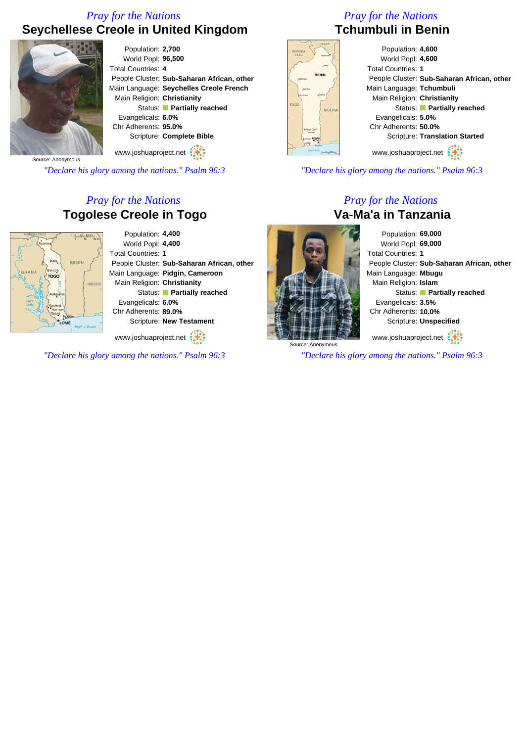*Pray for the Nations*

## Seychellese Creole in United Kingdom

Source: Anonymous

Population: **2,700**
World Popl: **96,500**
Total Countries: **4**
People Cluster: **Sub-Saharan African, other**
Main Language: **Seychelles Creole French**
Main Religion: **Christianity**
Status: **Partially reached**
Evangelicals: **6.0%**
Chr Adherents: **95.0%**
Scripture: **Complete Bible**

www.joshuaproject.net

*"Declare his glory among the nations." Psalm 96:3*

*Pray for the Nations*

## Tchumbuli in Benin

Population: **4,600**
World Popl: **4,600**
Total Countries: **1**
People Cluster: **Sub-Saharan African, other**
Main Language: **Tchumbuli**
Main Religion: **Christianity**
Status: **Partially reached**
Evangelicals: **5.0%**
Chr Adherents: **50.0%**
Scripture: **Translation Started**

www.joshuaproject.net

*"Declare his glory among the nations." Psalm 96:3*

*Pray for the Nations*

## Togolese Creole in Togo

Population: **4,400**
World Popl: **4,400**
Total Countries: **1**
People Cluster: **Sub-Saharan African, other**
Main Language: **Pidgin, Cameroon**
Main Religion: **Christianity**
Status: **Partially reached**
Evangelicals: **6.0%**
Chr Adherents: **89.0%**
Scripture: **New Testament**

www.joshuaproject.net

*"Declare his glory among the nations." Psalm 96:3*

*Pray for the Nations*

## Va-Ma'a in Tanzania

Source: Anonymous

Population: **69,000**
World Popl: **69,000**
Total Countries: **1**
People Cluster: **Sub-Saharan African, other**
Main Language: **Mbugu**
Main Religion: **Islam**
Status: **Partially reached**
Evangelicals: **3.5%**
Chr Adherents: **10.0%**
Scripture: **Unspecified**

www.joshuaproject.net

*"Declare his glory among the nations." Psalm 96:3*